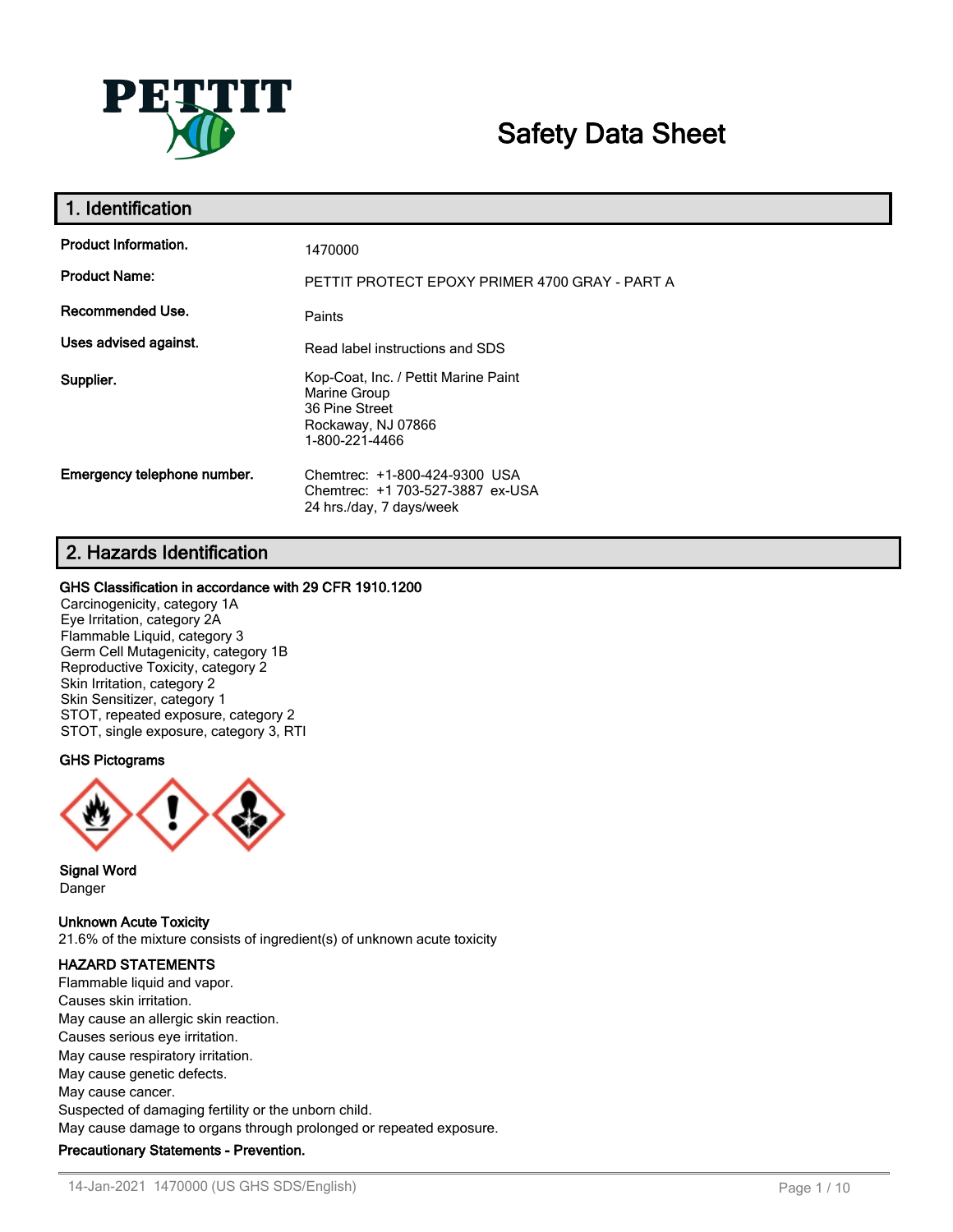PETTIT

# Safety Data Sheet

## 1. Identification

| | |
|---|---|
| **Product Information.** | 1470000 |
| **Product Name:** | PETTIT PROTECT EPOXY PRIMER 4700 GRAY - PART A |
| **Recommended Use.** | Paints |
| **Uses advised against.** | Read label instructions and SDS |
| **Supplier.** | Kop-Coat, Inc. / Pettit Marine Paint<br>Marine Group<br>36 Pine Street<br>Rockaway, NJ 07866<br>1-800-221-4466 |
| **Emergency telephone number.** | Chemtrec: +1-800-424-9300 USA<br>Chemtrec: +1 703-527-3887 ex-USA<br>24 hrs./day, 7 days/week |

## 2. Hazards Identification

**GHS Classification in accordance with 29 CFR 1910.1200**

Carcinogenicity, category 1A
Eye Irritation, category 2A
Flammable Liquid, category 3
Germ Cell Mutagenicity, category 1B
Reproductive Toxicity, category 2
Skin Irritation, category 2
Skin Sensitizer, category 1
STOT, repeated exposure, category 2
STOT, single exposure, category 3, RTI

**GHS Pictograms**

**Signal Word**

Danger

**Unknown Acute Toxicity**

21.6% of the mixture consists of ingredient(s) of unknown acute toxicity

**HAZARD STATEMENTS**

Flammable liquid and vapor.
Causes skin irritation.
May cause an allergic skin reaction.
Causes serious eye irritation.
May cause respiratory irritation.
May cause genetic defects.
May cause cancer.
Suspected of damaging fertility or the unborn child.
May cause damage to organs through prolonged or repeated exposure.

**Precautionary Statements - Prevention.**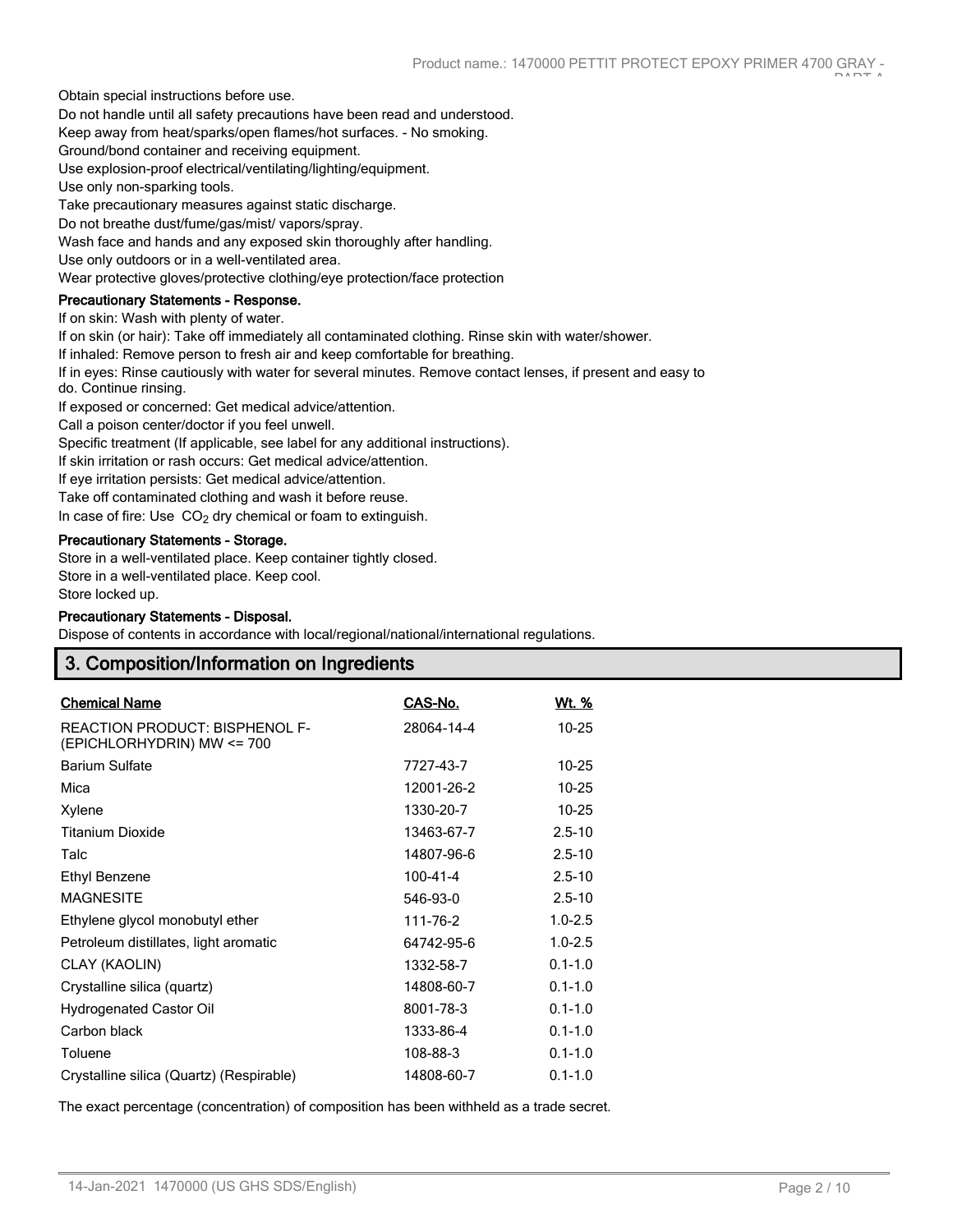Obtain special instructions before use.

Do not handle until all safety precautions have been read and understood.

Keep away from heat/sparks/open flames/hot surfaces. - No smoking.

Ground/bond container and receiving equipment.

Use explosion-proof electrical/ventilating/lighting/equipment.

Use only non-sparking tools.

Take precautionary measures against static discharge.

Do not breathe dust/fume/gas/mist/ vapors/spray.

Wash face and hands and any exposed skin thoroughly after handling.

Use only outdoors or in a well-ventilated area.

Wear protective gloves/protective clothing/eye protection/face protection

**Precautionary Statements - Response.**

If on skin: Wash with plenty of water.

If on skin (or hair): Take off immediately all contaminated clothing. Rinse skin with water/shower.

If inhaled: Remove person to fresh air and keep comfortable for breathing.

If in eyes: Rinse cautiously with water for several minutes. Remove contact lenses, if present and easy to do. Continue rinsing.

If exposed or concerned: Get medical advice/attention.

Call a poison center/doctor if you feel unwell.

Specific treatment (If applicable, see label for any additional instructions).

If skin irritation or rash occurs: Get medical advice/attention.

If eye irritation persists: Get medical advice/attention.

Take off contaminated clothing and wash it before reuse.

In case of fire: Use $CO_2$ dry chemical or foam to extinguish.

**Precautionary Statements - Storage.**

Store in a well-ventilated place. Keep container tightly closed.

Store in a well-ventilated place. Keep cool.

Store locked up.

**Precautionary Statements - Disposal.**

Dispose of contents in accordance with local/regional/national/international regulations.

## 3. Composition/Information on Ingredients

| Chemical Name | CAS-No. | Wt. % |
|---|---|---|
| REACTION PRODUCT: BISPHENOL F-(EPICHLORHYDRIN) MW <= 700 | 28064-14-4 | 10-25 |
| Barium Sulfate | 7727-43-7 | 10-25 |
| Mica | 12001-26-2 | 10-25 |
| Xylene | 1330-20-7 | 10-25 |
| Titanium Dioxide | 13463-67-7 | 2.5-10 |
| Talc | 14807-96-6 | 2.5-10 |
| Ethyl Benzene | 100-41-4 | 2.5-10 |
| MAGNESITE | 546-93-0 | 2.5-10 |
| Ethylene glycol monobutyl ether | 111-76-2 | 1.0-2.5 |
| Petroleum distillates, light aromatic | 64742-95-6 | 1.0-2.5 |
| CLAY (KAOLIN) | 1332-58-7 | 0.1-1.0 |
| Crystalline silica (quartz) | 14808-60-7 | 0.1-1.0 |
| Hydrogenated Castor Oil | 8001-78-3 | 0.1-1.0 |
| Carbon black | 1333-86-4 | 0.1-1.0 |
| Toluene | 108-88-3 | 0.1-1.0 |
| Crystalline silica (Quartz) (Respirable) | 14808-60-7 | 0.1-1.0 |

The exact percentage (concentration) of composition has been withheld as a trade secret.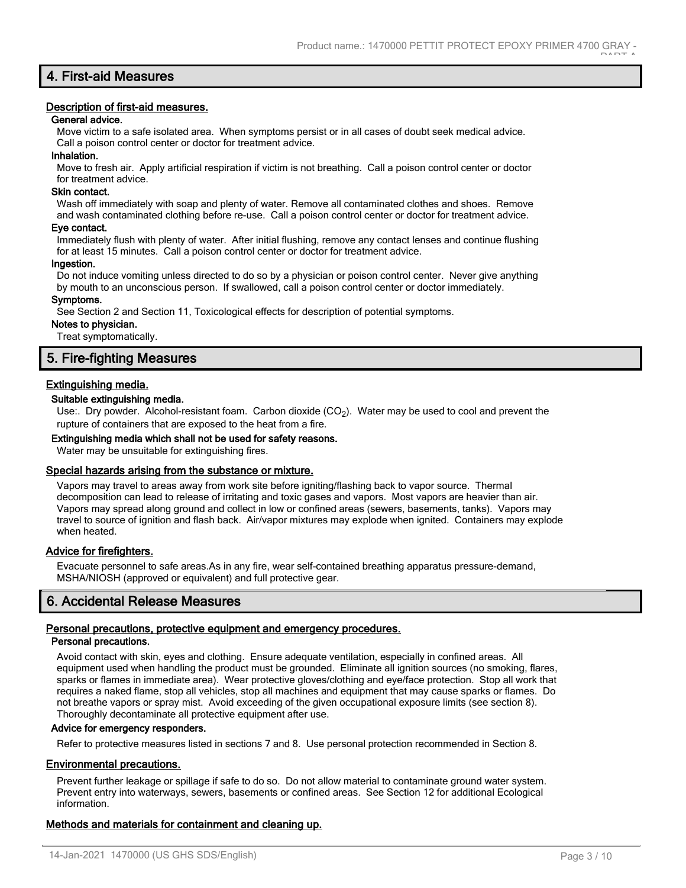## 4. First-aid Measures

### Description of first-aid measures.

**General advice.**

Move victim to a safe isolated area. When symptoms persist or in all cases of doubt seek medical advice. Call a poison control center or doctor for treatment advice.

**Inhalation.**

Move to fresh air. Apply artificial respiration if victim is not breathing. Call a poison control center or doctor for treatment advice.

**Skin contact.**

Wash off immediately with soap and plenty of water. Remove all contaminated clothes and shoes. Remove and wash contaminated clothing before re-use. Call a poison control center or doctor for treatment advice.

**Eye contact.**

Immediately flush with plenty of water. After initial flushing, remove any contact lenses and continue flushing for at least 15 minutes. Call a poison control center or doctor for treatment advice.

**Ingestion.**

Do not induce vomiting unless directed to do so by a physician or poison control center. Never give anything by mouth to an unconscious person. If swallowed, call a poison control center or doctor immediately.

**Symptoms.**

See Section 2 and Section 11, Toxicological effects for description of potential symptoms.

**Notes to physician.**

Treat symptomatically.

## 5. Fire-fighting Measures

### Extinguishing media.

**Suitable extinguishing media.**

Use:. Dry powder. Alcohol-resistant foam. Carbon dioxide ($CO_2$). Water may be used to cool and prevent the rupture of containers that are exposed to the heat from a fire.

**Extinguishing media which shall not be used for safety reasons.**

Water may be unsuitable for extinguishing fires.

### Special hazards arising from the substance or mixture.

Vapors may travel to areas away from work site before igniting/flashing back to vapor source. Thermal decomposition can lead to release of irritating and toxic gases and vapors. Most vapors are heavier than air. Vapors may spread along ground and collect in low or confined areas (sewers, basements, tanks). Vapors may travel to source of ignition and flash back. Air/vapor mixtures may explode when ignited. Containers may explode when heated.

### Advice for firefighters.

Evacuate personnel to safe areas.As in any fire, wear self-contained breathing apparatus pressure-demand, MSHA/NIOSH (approved or equivalent) and full protective gear.

## 6. Accidental Release Measures

### Personal precautions, protective equipment and emergency procedures.

**Personal precautions.**

Avoid contact with skin, eyes and clothing. Ensure adequate ventilation, especially in confined areas. All equipment used when handling the product must be grounded. Eliminate all ignition sources (no smoking, flares, sparks or flames in immediate area). Wear protective gloves/clothing and eye/face protection. Stop all work that requires a naked flame, stop all vehicles, stop all machines and equipment that may cause sparks or flames. Do not breathe vapors or spray mist. Avoid exceeding of the given occupational exposure limits (see section 8). Thoroughly decontaminate all protective equipment after use.

**Advice for emergency responders.**

Refer to protective measures listed in sections 7 and 8. Use personal protection recommended in Section 8.

### Environmental precautions.

Prevent further leakage or spillage if safe to do so. Do not allow material to contaminate ground water system. Prevent entry into waterways, sewers, basements or confined areas. See Section 12 for additional Ecological information.

### Methods and materials for containment and cleaning up.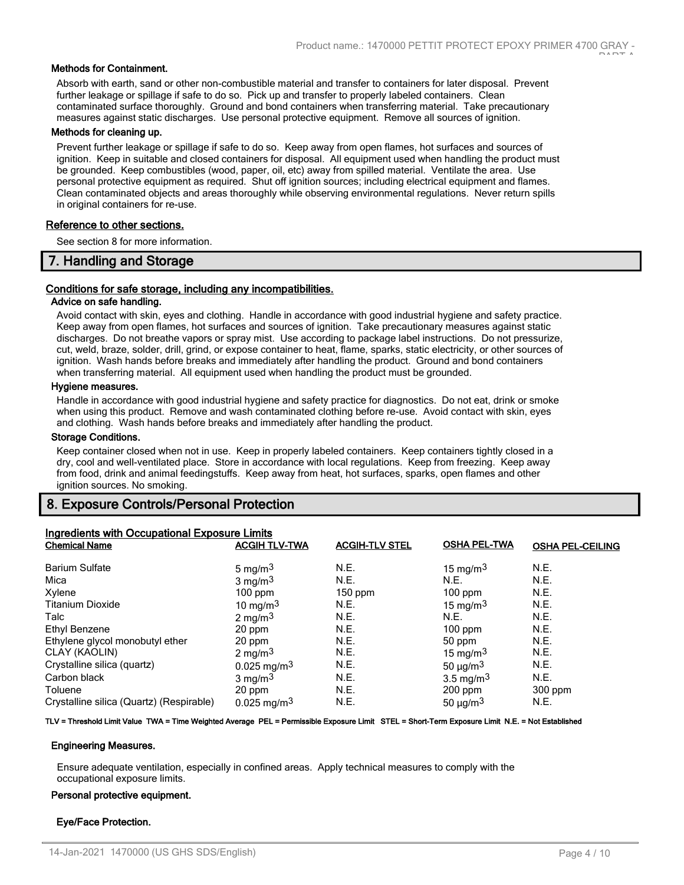#### Methods for Containment.

Absorb with earth, sand or other non-combustible material and transfer to containers for later disposal. Prevent further leakage or spillage if safe to do so. Pick up and transfer to properly labeled containers. Clean contaminated surface thoroughly. Ground and bond containers when transferring material. Take precautionary measures against static discharges. Use personal protective equipment. Remove all sources of ignition.

#### Methods for cleaning up.

Prevent further leakage or spillage if safe to do so. Keep away from open flames, hot surfaces and sources of ignition. Keep in suitable and closed containers for disposal. All equipment used when handling the product must be grounded. Keep combustibles (wood, paper, oil, etc) away from spilled material. Ventilate the area. Use personal protective equipment as required. Shut off ignition sources; including electrical equipment and flames. Clean contaminated objects and areas thoroughly while observing environmental regulations. Never return spills in original containers for re-use.

### Reference to other sections.

See section 8 for more information.

## 7. Handling and Storage

### Conditions for safe storage, including any incompatibilities.

#### Advice on safe handling.

Avoid contact with skin, eyes and clothing. Handle in accordance with good industrial hygiene and safety practice. Keep away from open flames, hot surfaces and sources of ignition. Take precautionary measures against static discharges. Do not breathe vapors or spray mist. Use according to package label instructions. Do not pressurize, cut, weld, braze, solder, drill, grind, or expose container to heat, flame, sparks, static electricity, or other sources of ignition. Wash hands before breaks and immediately after handling the product. Ground and bond containers when transferring material. All equipment used when handling the product must be grounded.

#### Hygiene measures.

Handle in accordance with good industrial hygiene and safety practice for diagnostics. Do not eat, drink or smoke when using this product. Remove and wash contaminated clothing before re-use. Avoid contact with skin, eyes and clothing. Wash hands before breaks and immediately after handling the product.

#### Storage Conditions.

Keep container closed when not in use. Keep in properly labeled containers. Keep containers tightly closed in a dry, cool and well-ventilated place. Store in accordance with local regulations. Keep from freezing. Keep away from food, drink and animal feedingstuffs. Keep away from heat, hot surfaces, sparks, open flames and other ignition sources. No smoking.

## 8. Exposure Controls/Personal Protection

### Ingredients with Occupational Exposure Limits

| Chemical Name | ACGIH TLV-TWA | ACGIH-TLV STEL | OSHA PEL-TWA | OSHA PEL-CEILING |
|---|---|---|---|---|
| Barium Sulfate | 5 $mg/m^3$ | N.E. | 15 $mg/m^3$ | N.E. |
| Mica | 3 $mg/m^3$ | N.E. | N.E. | N.E. |
| Xylene | 100 ppm | 150 ppm | 100 ppm | N.E. |
| Titanium Dioxide | 10 $mg/m^3$ | N.E. | 15 $mg/m^3$ | N.E. |
| Talc | 2 $mg/m^3$ | N.E. | N.E. | N.E. |
| Ethyl Benzene | 20 ppm | N.E. | 100 ppm | N.E. |
| Ethylene glycol monobutyl ether | 20 ppm | N.E. | 50 ppm | N.E. |
| CLAY (KAOLIN) | 2 $mg/m^3$ | N.E. | 15 $mg/m^3$ | N.E. |
| Crystalline silica (quartz) | 0.025 $mg/m^3$ | N.E. | 50 $\mu g/m^3$ | N.E. |
| Carbon black | 3 $mg/m^3$ | N.E. | 3.5 $mg/m^3$ | N.E. |
| Toluene | 20 ppm | N.E. | 200 ppm | 300 ppm |
| Crystalline silica (Quartz) (Respirable) | 0.025 $mg/m^3$ | N.E. | 50 $\mu g/m^3$ | N.E. |

**TLV = Threshold Limit Value TWA = Time Weighted Average PEL = Permissible Exposure Limit STEL = Short-Term Exposure Limit N.E. = Not Established**

#### Engineering Measures.

Ensure adequate ventilation, especially in confined areas. Apply technical measures to comply with the occupational exposure limits.

#### Personal protective equipment.

#### Eye/Face Protection.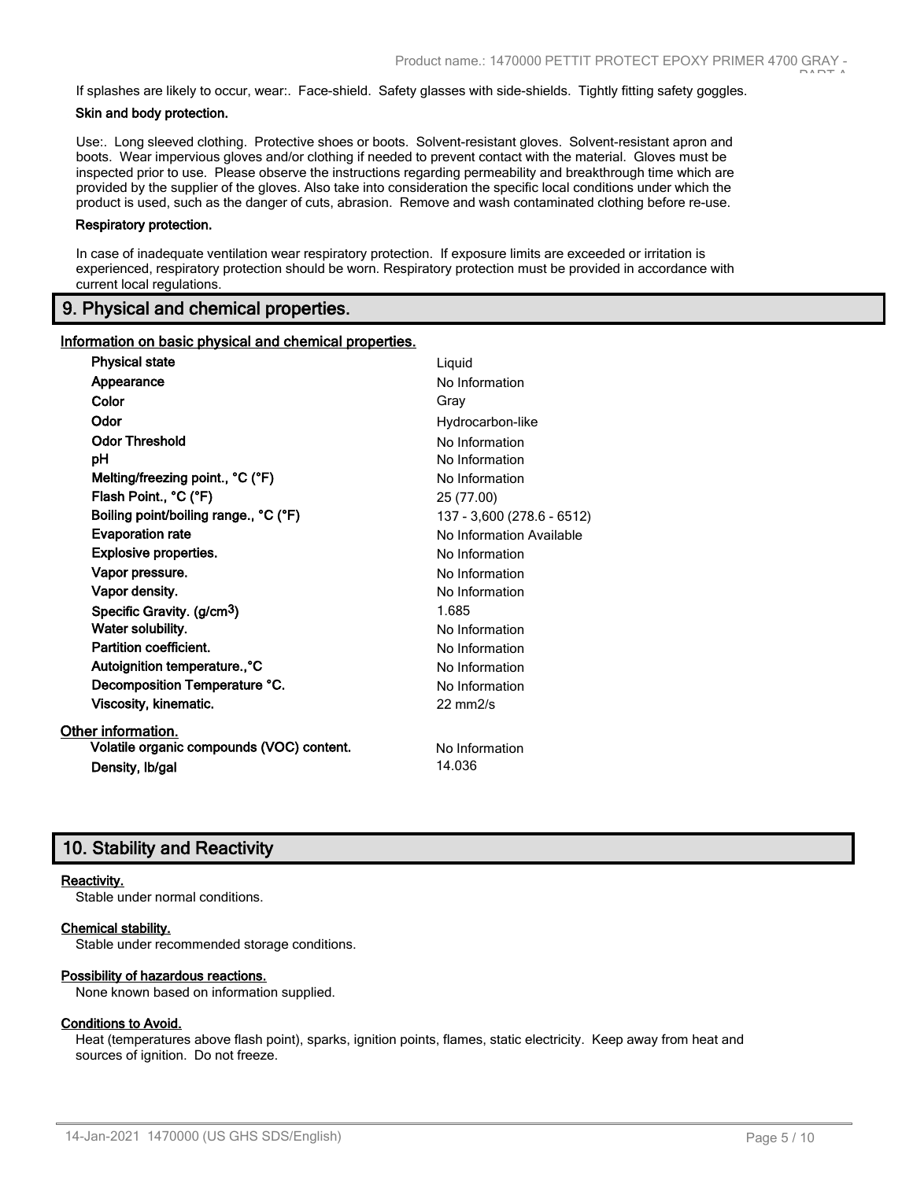If splashes are likely to occur, wear:. Face-shield. Safety glasses with side-shields. Tightly fitting safety goggles.

**Skin and body protection.**

Use:. Long sleeved clothing. Protective shoes or boots. Solvent-resistant gloves. Solvent-resistant apron and boots. Wear impervious gloves and/or clothing if needed to prevent contact with the material. Gloves must be inspected prior to use. Please observe the instructions regarding permeability and breakthrough time which are provided by the supplier of the gloves. Also take into consideration the specific local conditions under which the product is used, such as the danger of cuts, abrasion. Remove and wash contaminated clothing before re-use.

**Respiratory protection.**

In case of inadequate ventilation wear respiratory protection. If exposure limits are exceeded or irritation is experienced, respiratory protection should be worn. Respiratory protection must be provided in accordance with current local regulations.

## 9. Physical and chemical properties.

**Information on basic physical and chemical properties.**

| Property | Value |
|---|---|
| **Physical state** | Liquid |
| **Appearance** | No Information |
| **Color** | Gray |
| **Odor** | Hydrocarbon-like |
| **Odor Threshold** | No Information |
| **pH** | No Information |
| **Melting/freezing point., °C (°F)** | No Information |
| **Flash Point., °C (°F)** | 25 (77.00) |
| **Boiling point/boiling range., °C (°F)** | 137 - 3,600 (278.6 - 6512) |
| **Evaporation rate** | No Information Available |
| **Explosive properties.** | No Information |
| **Vapor pressure.** | No Information |
| **Vapor density.** | No Information |
| **Specific Gravity. (g/cm$^3$)** | 1.685 |
| **Water solubility.** | No Information |
| **Partition coefficient.** | No Information |
| **Autoignition temperature.,°C** | No Information |
| **Decomposition Temperature °C.** | No Information |
| **Viscosity, kinematic.** | 22 mm2/s |

**Other information.**

| Property | Value |
|---|---|
| **Volatile organic compounds (VOC) content.** | No Information |
| **Density, lb/gal** | 14.036 |

## 10. Stability and Reactivity

**Reactivity.**

Stable under normal conditions.

**Chemical stability.**

Stable under recommended storage conditions.

**Possibility of hazardous reactions.**

None known based on information supplied.

**Conditions to Avoid.**

Heat (temperatures above flash point), sparks, ignition points, flames, static electricity. Keep away from heat and sources of ignition. Do not freeze.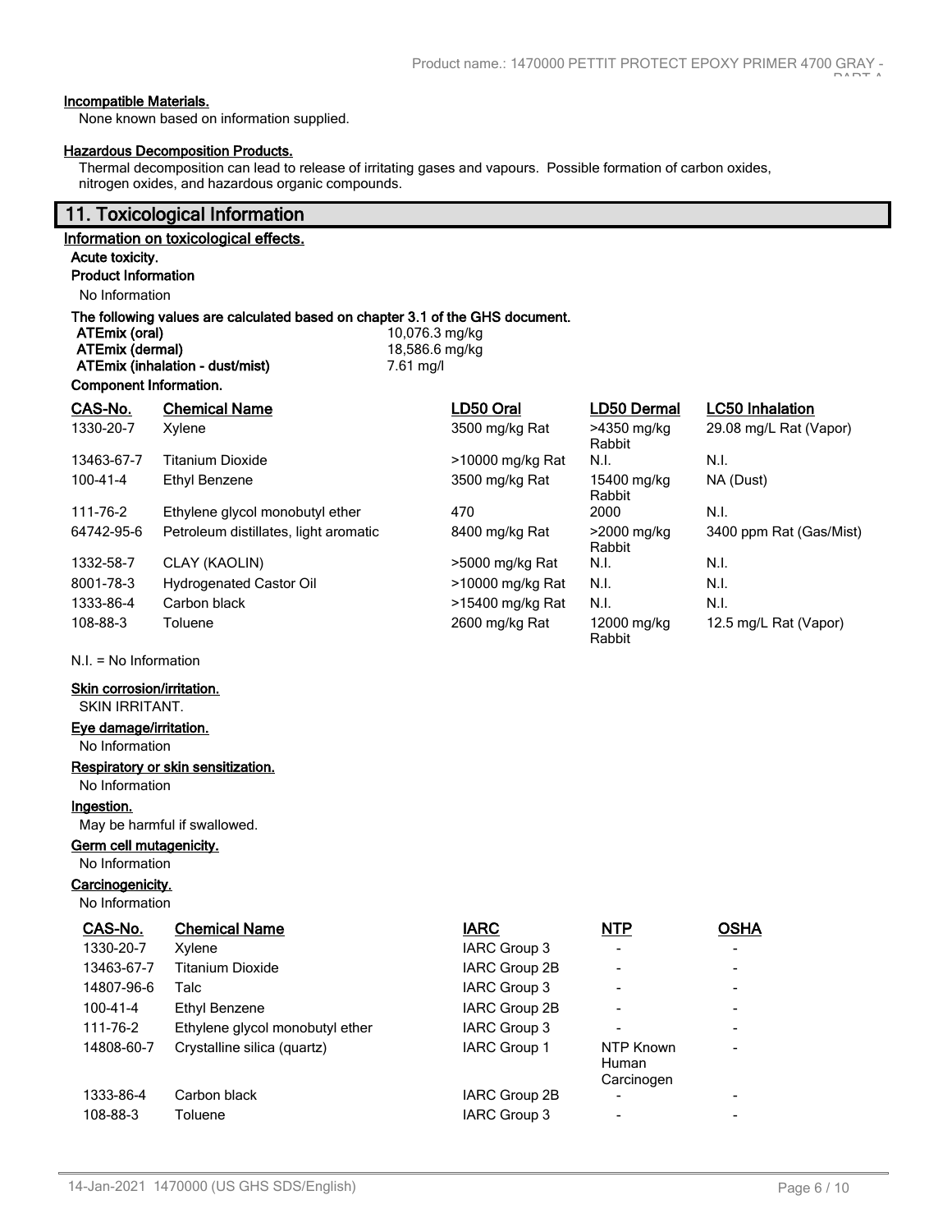#### Incompatible Materials.

None known based on information supplied.

#### Hazardous Decomposition Products.

Thermal decomposition can lead to release of irritating gases and vapours. Possible formation of carbon oxides, nitrogen oxides, and hazardous organic compounds.

## 11. Toxicological Information

#### Information on toxicological effects.

**Acute toxicity.**

**Product Information**

No Information

**The following values are calculated based on chapter 3.1 of the GHS document.**

| | |
|---|---|
| **ATEmix (oral)** | 10,076.3 mg/kg |
| **ATEmix (dermal)** | 18,586.6 mg/kg |
| **ATEmix (inhalation - dust/mist)** | 7.61 mg/l |

**Component Information.**

| CAS-No. | Chemical Name | LD50 Oral | LD50 Dermal | LC50 Inhalation |
|---|---|---|---|---|
| 1330-20-7 | Xylene | 3500 mg/kg Rat | >4350 mg/kg Rabbit | 29.08 mg/L Rat (Vapor) |
| 13463-67-7 | Titanium Dioxide | >10000 mg/kg Rat | N.I. | N.I. |
| 100-41-4 | Ethyl Benzene | 3500 mg/kg Rat | 15400 mg/kg Rabbit | NA (Dust) |
| 111-76-2 | Ethylene glycol monobutyl ether | 470 | 2000 | N.I. |
| 64742-95-6 | Petroleum distillates, light aromatic | 8400 mg/kg Rat | >2000 mg/kg Rabbit | 3400 ppm Rat (Gas/Mist) |
| 1332-58-7 | CLAY (KAOLIN) | >5000 mg/kg Rat | N.I. | N.I. |
| 8001-78-3 | Hydrogenated Castor Oil | >10000 mg/kg Rat | N.I. | N.I. |
| 1333-86-4 | Carbon black | >15400 mg/kg Rat | N.I. | N.I. |
| 108-88-3 | Toluene | 2600 mg/kg Rat | 12000 mg/kg Rabbit | 12.5 mg/L Rat (Vapor) |

N.I. = No Information

#### Skin corrosion/irritation.

SKIN IRRITANT.

#### Eye damage/irritation.

No Information

#### Respiratory or skin sensitization.

No Information

#### Ingestion.

May be harmful if swallowed.

#### Germ cell mutagenicity.

No Information

#### Carcinogenicity.

No Information

| CAS-No. | Chemical Name | IARC | NTP | OSHA |
|---|---|---|---|---|
| 1330-20-7 | Xylene | IARC Group 3 | - | - |
| 13463-67-7 | Titanium Dioxide | IARC Group 2B | - | - |
| 14807-96-6 | Talc | IARC Group 3 | - | - |
| 100-41-4 | Ethyl Benzene | IARC Group 2B | - | - |
| 111-76-2 | Ethylene glycol monobutyl ether | IARC Group 3 | - | - |
| 14808-60-7 | Crystalline silica (quartz) | IARC Group 1 | NTP Known Human Carcinogen | - |
| 1333-86-4 | Carbon black | IARC Group 2B | - | - |
| 108-88-3 | Toluene | IARC Group 3 | - | - |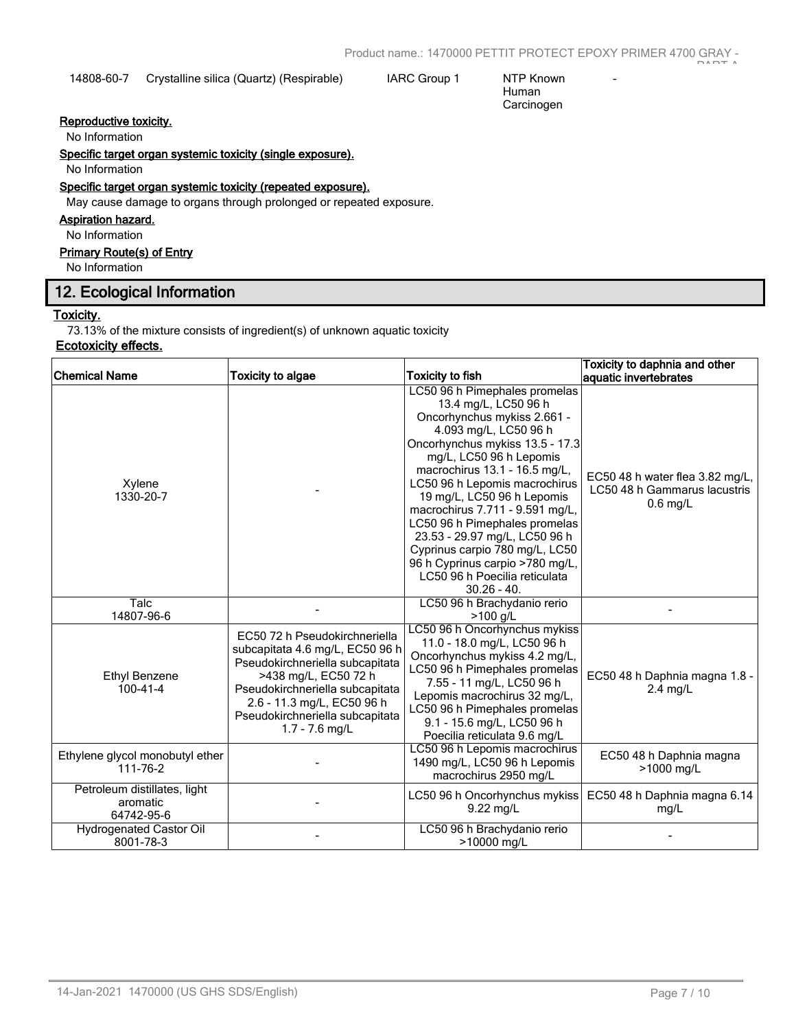| 14808-60-7 | Crystalline silica (Quartz) (Respirable) | IARC Group 1 | NTP Known Human Carcinogen | - |
|---|---|---|---|---|

**Reproductive toxicity.**

No Information

**Specific target organ systemic toxicity (single exposure).**

No Information

**Specific target organ systemic toxicity (repeated exposure).**

May cause damage to organs through prolonged or repeated exposure.

**Aspiration hazard.**

No Information

**Primary Route(s) of Entry**

No Information

## 12. Ecological Information

**Toxicity.**

73.13% of the mixture consists of ingredient(s) of unknown aquatic toxicity

**Ecotoxicity effects.**

| Chemical Name | Toxicity to algae | Toxicity to fish | Toxicity to daphnia and other aquatic invertebrates |
|---|---|---|---|
| Xylene 1330-20-7 | - | LC50 96 h Pimephales promelas 13.4 mg/L, LC50 96 h Oncorhynchus mykiss 2.661 - 4.093 mg/L, LC50 96 h Oncorhynchus mykiss 13.5 - 17.3 mg/L, LC50 96 h Lepomis macrochirus 13.1 - 16.5 mg/L, LC50 96 h Lepomis macrochirus 19 mg/L, LC50 96 h Lepomis macrochirus 7.711 - 9.591 mg/L, LC50 96 h Pimephales promelas 23.53 - 29.97 mg/L, LC50 96 h Cyprinus carpio 780 mg/L, LC50 96 h Cyprinus carpio >780 mg/L, LC50 96 h Poecilia reticulata 30.26 - 40. | EC50 48 h water flea 3.82 mg/L, LC50 48 h Gammarus lacustris 0.6 mg/L |
| Talc 14807-96-6 | - | LC50 96 h Brachydanio rerio >100 g/L | - |
| Ethyl Benzene 100-41-4 | EC50 72 h Pseudokirchneriella subcapitata 4.6 mg/L, EC50 96 h Pseudokirchneriella subcapitata >438 mg/L, EC50 72 h Pseudokirchneriella subcapitata 2.6 - 11.3 mg/L, EC50 96 h Pseudokirchneriella subcapitata 1.7 - 7.6 mg/L | LC50 96 h Oncorhynchus mykiss 11.0 - 18.0 mg/L, LC50 96 h Oncorhynchus mykiss 4.2 mg/L, LC50 96 h Pimephales promelas 7.55 - 11 mg/L, LC50 96 h Lepomis macrochirus 32 mg/L, LC50 96 h Pimephales promelas 9.1 - 15.6 mg/L, LC50 96 h Poecilia reticulata 9.6 mg/L | EC50 48 h Daphnia magna 1.8 - 2.4 mg/L |
| Ethylene glycol monobutyl ether 111-76-2 | - | LC50 96 h Lepomis macrochirus 1490 mg/L, LC50 96 h Lepomis macrochirus 2950 mg/L | EC50 48 h Daphnia magna >1000 mg/L |
| Petroleum distillates, light aromatic 64742-95-6 | - | LC50 96 h Oncorhynchus mykiss 9.22 mg/L | EC50 48 h Daphnia magna 6.14 mg/L |
| Hydrogenated Castor Oil 8001-78-3 | - | LC50 96 h Brachydanio rerio >10000 mg/L | - |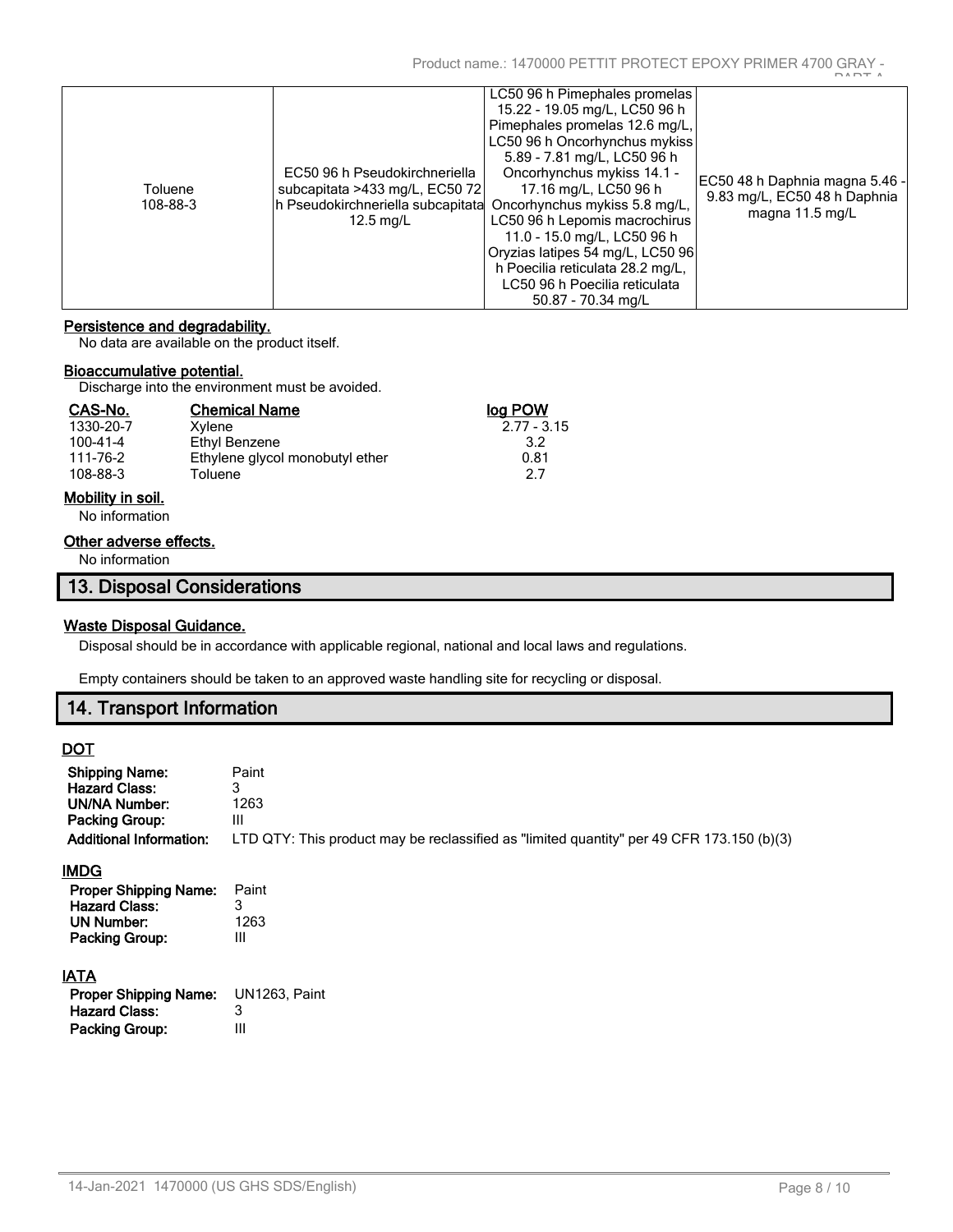| Toluene 108-88-3 | EC50 96 h Pseudokirchneriella subcapitata >433 mg/L, EC50 72 h Pseudokirchneriella subcapitata 12.5 mg/L | LC50 96 h Pimephales promelas 15.22 - 19.05 mg/L, LC50 96 h Pimephales promelas 12.6 mg/L, LC50 96 h Oncorhynchus mykiss 5.89 - 7.81 mg/L, LC50 96 h Oncorhynchus mykiss 14.1 - 17.16 mg/L, LC50 96 h Oncorhynchus mykiss 5.8 mg/L, LC50 96 h Lepomis macrochirus 11.0 - 15.0 mg/L, LC50 96 h Oryzias latipes 54 mg/L, LC50 96 h Poecilia reticulata 28.2 mg/L, LC50 96 h Poecilia reticulata 50.87 - 70.34 mg/L | EC50 48 h Daphnia magna 5.46 - 9.83 mg/L, EC50 48 h Daphnia magna 11.5 mg/L |
|---|---|---|---|

**Persistence and degradability.**

No data are available on the product itself.

**Bioaccumulative potential.**

Discharge into the environment must be avoided.

| CAS-No. | Chemical Name | log POW |
|---|---|---|
| 1330-20-7 | Xylene | 2.77 - 3.15 |
| 100-41-4 | Ethyl Benzene | 3.2 |
| 111-76-2 | Ethylene glycol monobutyl ether | 0.81 |
| 108-88-3 | Toluene | 2.7 |

**Mobility in soil.**

No information

**Other adverse effects.**

No information

## 13. Disposal Considerations

**Waste Disposal Guidance.**

Disposal should be in accordance with applicable regional, national and local laws and regulations.

Empty containers should be taken to an approved waste handling site for recycling or disposal.

## 14. Transport Information

**DOT**

**Shipping Name:** Paint
**Hazard Class:** 3
**UN/NA Number:** 1263
**Packing Group:** III
**Additional Information:** LTD QTY: This product may be reclassified as "limited quantity" per 49 CFR 173.150 (b)(3)

**IMDG**

**Proper Shipping Name:** Paint
**Hazard Class:** 3
**UN Number:** 1263
**Packing Group:** III

**IATA**

**Proper Shipping Name:** UN1263, Paint
**Hazard Class:** 3
**Packing Group:** III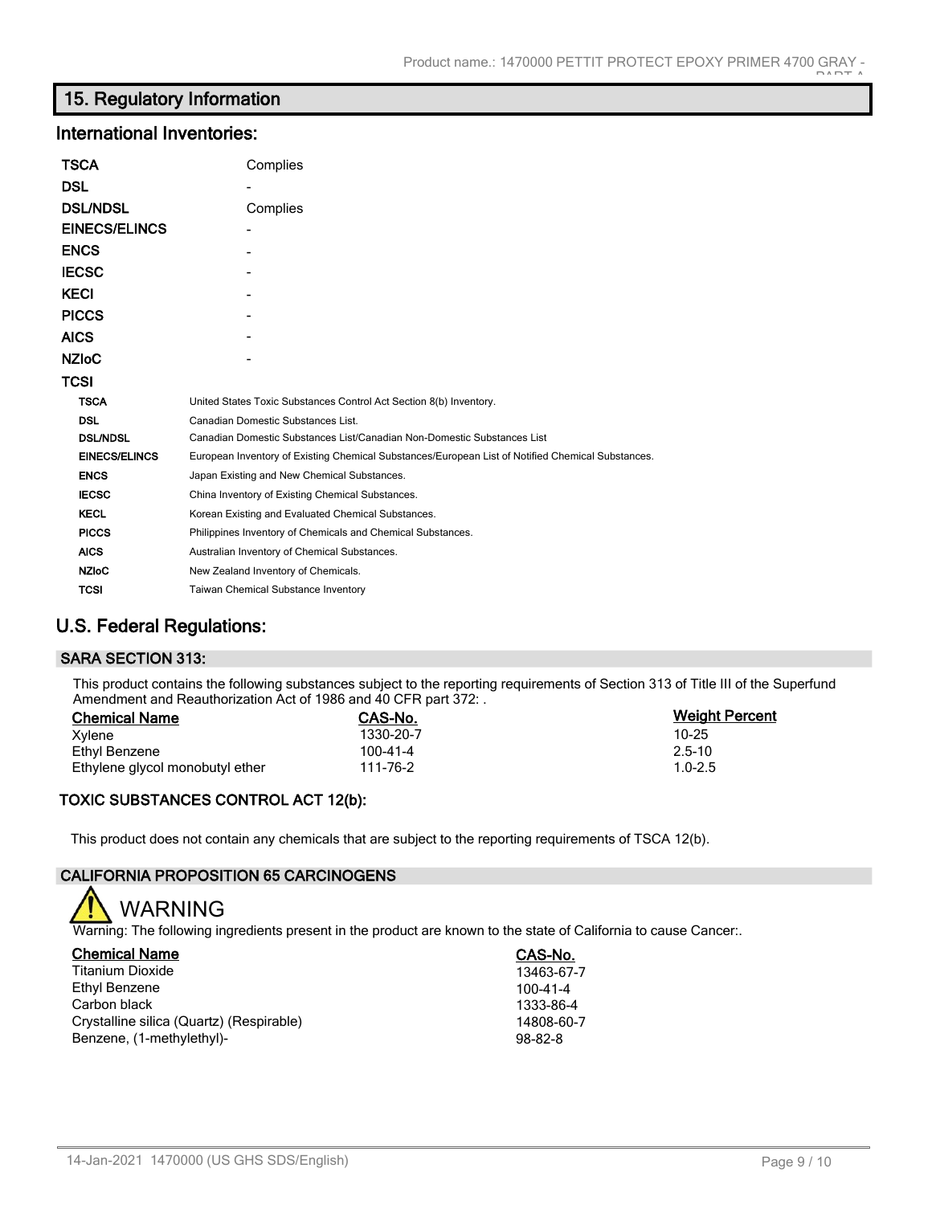## 15. Regulatory Information

### International Inventories:

| | |
|---|---|
| **TSCA** | Complies |
| **DSL** | - |
| **DSL/NDSL** | Complies |
| **EINECS/ELINCS** | - |
| **ENCS** | - |
| **IECSC** | - |
| **KECI** | - |
| **PICCS** | - |
| **AICS** | - |
| **NZIoC** | - |
| **TCSI** | |

| | |
|---|---|
| **TSCA** | United States Toxic Substances Control Act Section 8(b) Inventory. |
| **DSL** | Canadian Domestic Substances List. |
| **DSL/NDSL** | Canadian Domestic Substances List/Canadian Non-Domestic Substances List |
| **EINECS/ELINCS** | European Inventory of Existing Chemical Substances/European List of Notified Chemical Substances. |
| **ENCS** | Japan Existing and New Chemical Substances. |
| **IECSC** | China Inventory of Existing Chemical Substances. |
| **KECL** | Korean Existing and Evaluated Chemical Substances. |
| **PICCS** | Philippines Inventory of Chemicals and Chemical Substances. |
| **AICS** | Australian Inventory of Chemical Substances. |
| **NZIoC** | New Zealand Inventory of Chemicals. |
| **TCSI** | Taiwan Chemical Substance Inventory |

### U.S. Federal Regulations:

#### SARA SECTION 313:

This product contains the following substances subject to the reporting requirements of Section 313 of Title III of the Superfund Amendment and Reauthorization Act of 1986 and 40 CFR part 372: .

| Chemical Name | CAS-No. | Weight Percent |
|---|---|---|
| Xylene | 1330-20-7 | 10-25 |
| Ethyl Benzene | 100-41-4 | 2.5-10 |
| Ethylene glycol monobutyl ether | 111-76-2 | 1.0-2.5 |

#### TOXIC SUBSTANCES CONTROL ACT 12(b):

This product does not contain any chemicals that are subject to the reporting requirements of TSCA 12(b).

#### CALIFORNIA PROPOSITION 65 CARCINOGENS

WARNING

Warning: The following ingredients present in the product are known to the state of California to cause Cancer:.

| Chemical Name | CAS-No. |
|---|---|
| Titanium Dioxide | 13463-67-7 |
| Ethyl Benzene | 100-41-4 |
| Carbon black | 1333-86-4 |
| Crystalline silica (Quartz) (Respirable) | 14808-60-7 |
| Benzene, (1-methylethyl)- | 98-82-8 |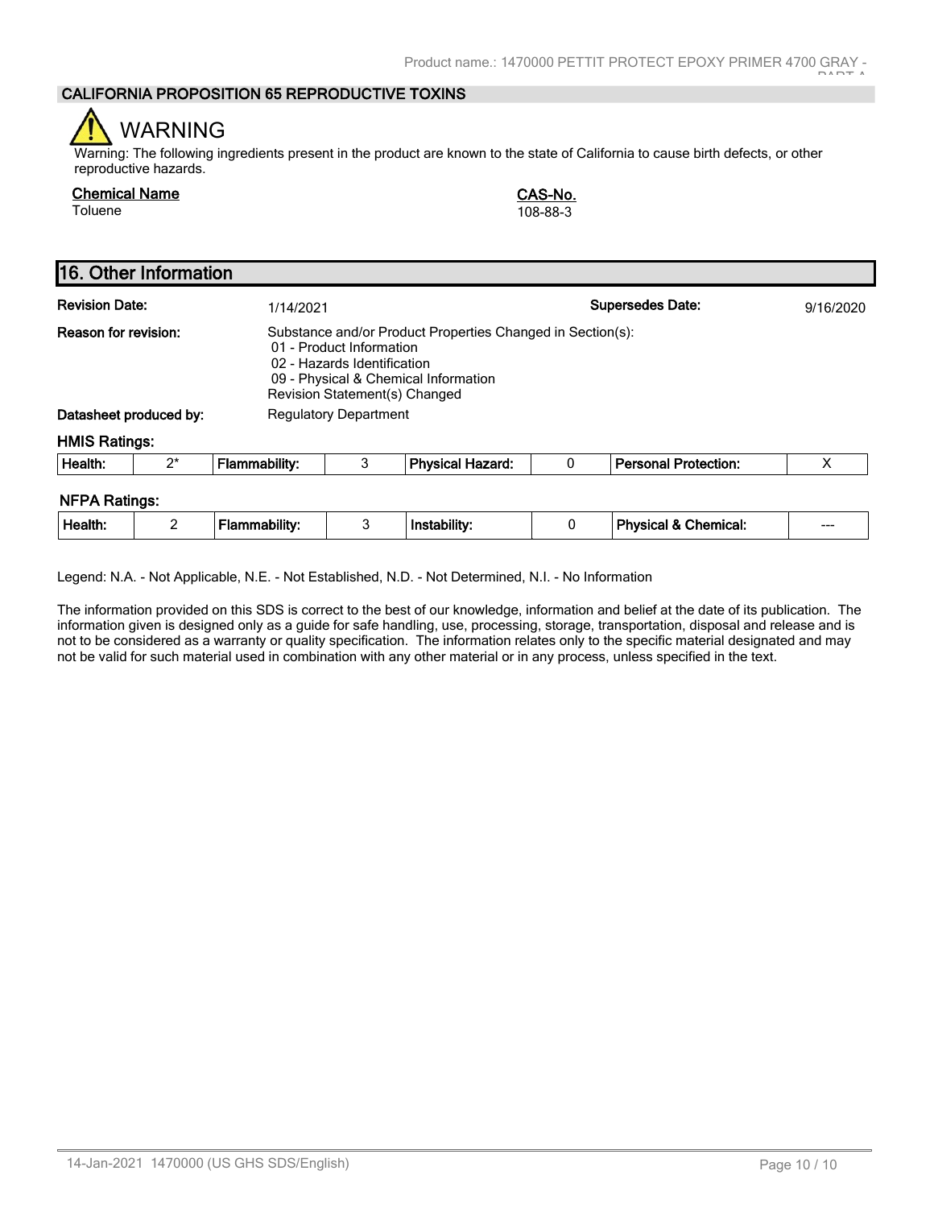## CALIFORNIA PROPOSITION 65 REPRODUCTIVE TOXINS

WARNING

Warning: The following ingredients present in the product are known to the state of California to cause birth defects, or other reproductive hazards.

| Chemical Name | CAS-No. |
|---|---|
| Toluene | 108-88-3 |

## 16. Other Information

**Revision Date:** 1/14/2021 **Supersedes Date:** 9/16/2020

**Reason for revision:** Substance and/or Product Properties Changed in Section(s):
- 01 - Product Information
- 02 - Hazards Identification
- 09 - Physical & Chemical Information

Revision Statement(s) Changed

**Datasheet produced by:** Regulatory Department

### HMIS Ratings:

| Health: | 2* | Flammability: | 3 | Physical Hazard: | 0 | Personal Protection: | X |
|---|---|---|---|---|---|---|---|

### NFPA Ratings:

| Health: | 2 | Flammability: | 3 | Instability: | 0 | Physical & Chemical: | --- |
|---|---|---|---|---|---|---|---|

Legend: N.A. - Not Applicable, N.E. - Not Established, N.D. - Not Determined, N.I. - No Information

The information provided on this SDS is correct to the best of our knowledge, information and belief at the date of its publication. The information given is designed only as a guide for safe handling, use, processing, storage, transportation, disposal and release and is not to be considered as a warranty or quality specification. The information relates only to the specific material designated and may not be valid for such material used in combination with any other material or in any process, unless specified in the text.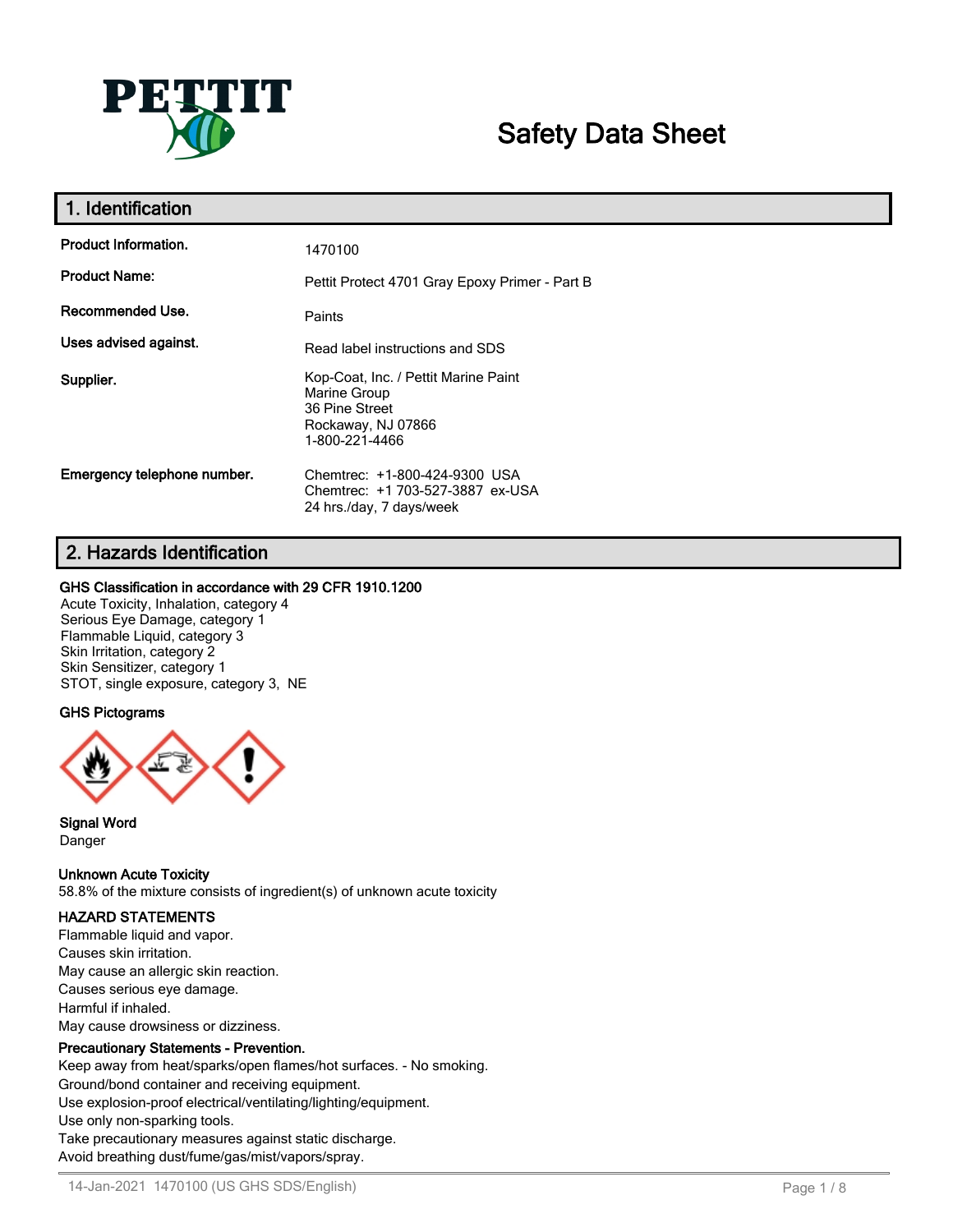PETTIT

# Safety Data Sheet

## 1. Identification

| | |
|---|---|
| **Product Information.** | 1470100 |
| **Product Name:** | Pettit Protect 4701 Gray Epoxy Primer - Part B |
| **Recommended Use.** | Paints |
| **Uses advised against.** | Read label instructions and SDS |
| **Supplier.** | Kop-Coat, Inc. / Pettit Marine Paint<br>Marine Group<br>36 Pine Street<br>Rockaway, NJ 07866<br>1-800-221-4466 |
| **Emergency telephone number.** | Chemtrec: +1-800-424-9300 USA<br>Chemtrec: +1 703-527-3887 ex-USA<br>24 hrs./day, 7 days/week |

## 2. Hazards Identification

**GHS Classification in accordance with 29 CFR 1910.1200**

Acute Toxicity, Inhalation, category 4
Serious Eye Damage, category 1
Flammable Liquid, category 3
Skin Irritation, category 2
Skin Sensitizer, category 1
STOT, single exposure, category 3, NE

**GHS Pictograms**

**Signal Word**

Danger

**Unknown Acute Toxicity**

58.8% of the mixture consists of ingredient(s) of unknown acute toxicity

**HAZARD STATEMENTS**

Flammable liquid and vapor.
Causes skin irritation.
May cause an allergic skin reaction.
Causes serious eye damage.
Harmful if inhaled.
May cause drowsiness or dizziness.

**Precautionary Statements - Prevention.**

Keep away from heat/sparks/open flames/hot surfaces. - No smoking.
Ground/bond container and receiving equipment.
Use explosion-proof electrical/ventilating/lighting/equipment.
Use only non-sparking tools.
Take precautionary measures against static discharge.
Avoid breathing dust/fume/gas/mist/vapors/spray.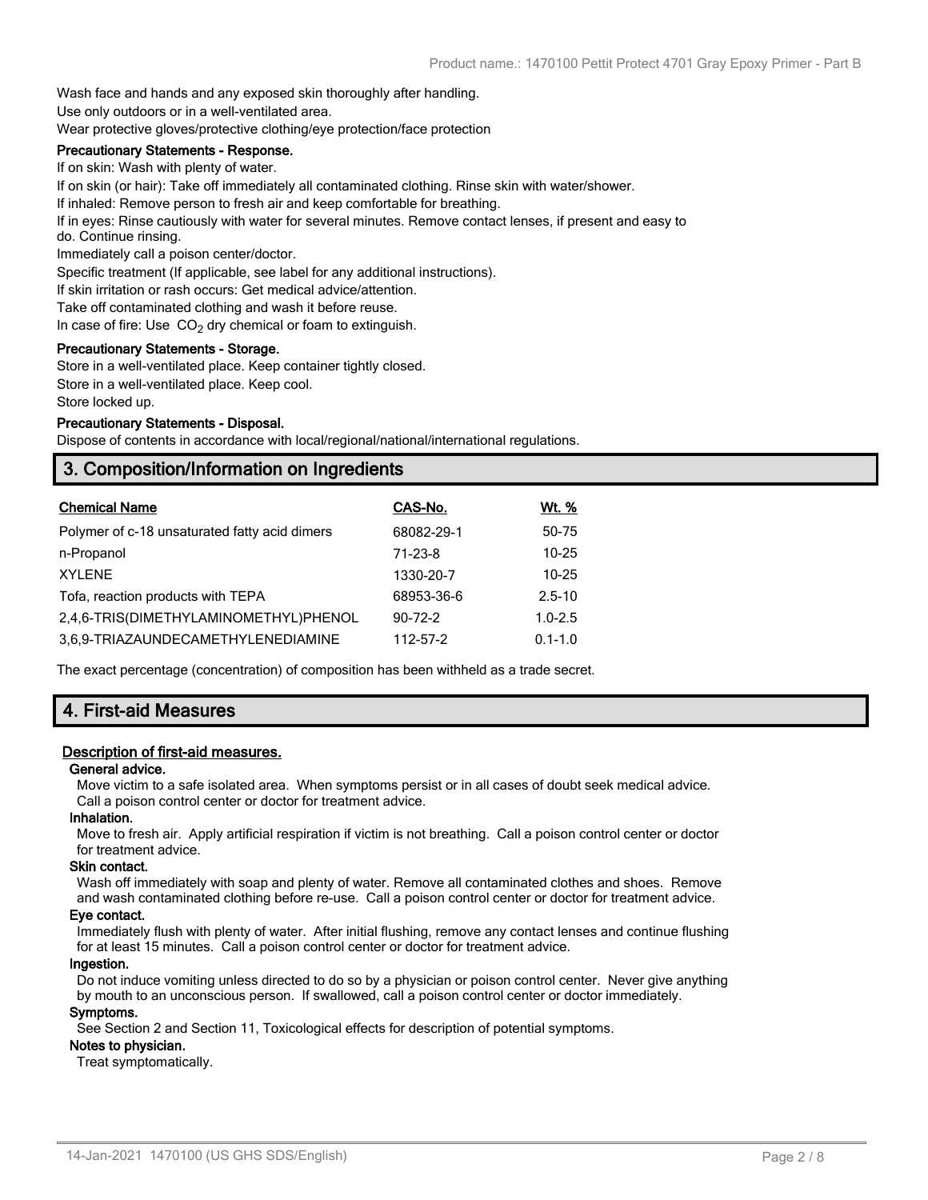Wash face and hands and any exposed skin thoroughly after handling.
Use only outdoors or in a well-ventilated area.
Wear protective gloves/protective clothing/eye protection/face protection

**Precautionary Statements - Response.**

If on skin: Wash with plenty of water.
If on skin (or hair): Take off immediately all contaminated clothing. Rinse skin with water/shower.
If inhaled: Remove person to fresh air and keep comfortable for breathing.
If in eyes: Rinse cautiously with water for several minutes. Remove contact lenses, if present and easy to do. Continue rinsing.
Immediately call a poison center/doctor.
Specific treatment (If applicable, see label for any additional instructions).
If skin irritation or rash occurs: Get medical advice/attention.
Take off contaminated clothing and wash it before reuse.
In case of fire: Use $CO_2$ dry chemical or foam to extinguish.

**Precautionary Statements - Storage.**

Store in a well-ventilated place. Keep container tightly closed.
Store in a well-ventilated place. Keep cool.
Store locked up.

**Precautionary Statements - Disposal.**

Dispose of contents in accordance with local/regional/national/international regulations.

## 3. Composition/Information on Ingredients

| Chemical Name | CAS-No. | Wt. % |
|---|---|---|
| Polymer of c-18 unsaturated fatty acid dimers | 68082-29-1 | 50-75 |
| n-Propanol | 71-23-8 | 10-25 |
| XYLENE | 1330-20-7 | 10-25 |
| Tofa, reaction products with TEPA | 68953-36-6 | 2.5-10 |
| 2,4,6-TRIS(DIMETHYLAMINOMETHYL)PHENOL | 90-72-2 | 1.0-2.5 |
| 3,6,9-TRIAZAUNDECAMETHYLENEDIAMINE | 112-57-2 | 0.1-1.0 |

The exact percentage (concentration) of composition has been withheld as a trade secret.

## 4. First-aid Measures

### Description of first-aid measures.

**General advice.**

Move victim to a safe isolated area. When symptoms persist or in all cases of doubt seek medical advice. Call a poison control center or doctor for treatment advice.

**Inhalation.**

Move to fresh air. Apply artificial respiration if victim is not breathing. Call a poison control center or doctor for treatment advice.

**Skin contact.**

Wash off immediately with soap and plenty of water. Remove all contaminated clothes and shoes. Remove and wash contaminated clothing before re-use. Call a poison control center or doctor for treatment advice.

**Eye contact.**

Immediately flush with plenty of water. After initial flushing, remove any contact lenses and continue flushing for at least 15 minutes. Call a poison control center or doctor for treatment advice.

**Ingestion.**

Do not induce vomiting unless directed to do so by a physician or poison control center. Never give anything by mouth to an unconscious person. If swallowed, call a poison control center or doctor immediately.

**Symptoms.**

See Section 2 and Section 11, Toxicological effects for description of potential symptoms.

**Notes to physician.**

Treat symptomatically.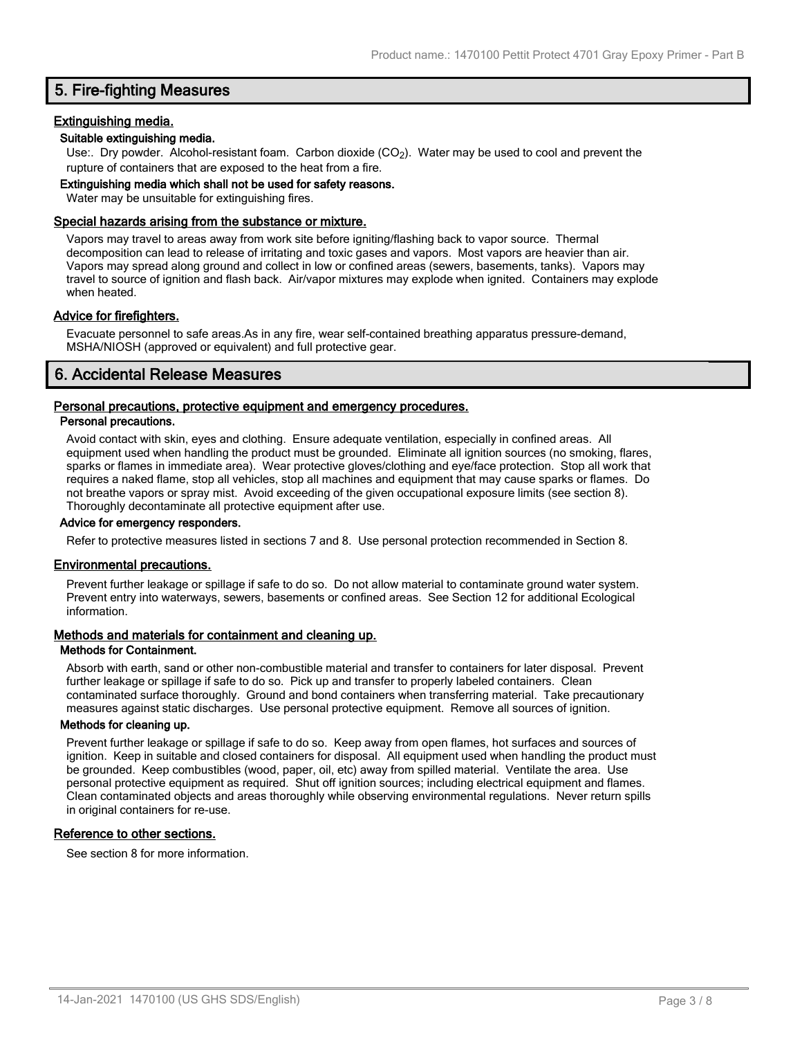## 5. Fire-fighting Measures

### Extinguishing media.

**Suitable extinguishing media.**

Use:. Dry powder. Alcohol-resistant foam. Carbon dioxide ($CO_2$). Water may be used to cool and prevent the rupture of containers that are exposed to the heat from a fire.

**Extinguishing media which shall not be used for safety reasons.**

Water may be unsuitable for extinguishing fires.

### Special hazards arising from the substance or mixture.

Vapors may travel to areas away from work site before igniting/flashing back to vapor source. Thermal decomposition can lead to release of irritating and toxic gases and vapors. Most vapors are heavier than air. Vapors may spread along ground and collect in low or confined areas (sewers, basements, tanks). Vapors may travel to source of ignition and flash back. Air/vapor mixtures may explode when ignited. Containers may explode when heated.

### Advice for firefighters.

Evacuate personnel to safe areas.As in any fire, wear self-contained breathing apparatus pressure-demand, MSHA/NIOSH (approved or equivalent) and full protective gear.

## 6. Accidental Release Measures

### Personal precautions, protective equipment and emergency procedures.

**Personal precautions.**

Avoid contact with skin, eyes and clothing. Ensure adequate ventilation, especially in confined areas. All equipment used when handling the product must be grounded. Eliminate all ignition sources (no smoking, flares, sparks or flames in immediate area). Wear protective gloves/clothing and eye/face protection. Stop all work that requires a naked flame, stop all vehicles, stop all machines and equipment that may cause sparks or flames. Do not breathe vapors or spray mist. Avoid exceeding of the given occupational exposure limits (see section 8). Thoroughly decontaminate all protective equipment after use.

**Advice for emergency responders.**

Refer to protective measures listed in sections 7 and 8. Use personal protection recommended in Section 8.

### Environmental precautions.

Prevent further leakage or spillage if safe to do so. Do not allow material to contaminate ground water system. Prevent entry into waterways, sewers, basements or confined areas. See Section 12 for additional Ecological information.

### Methods and materials for containment and cleaning up.

**Methods for Containment.**

Absorb with earth, sand or other non-combustible material and transfer to containers for later disposal. Prevent further leakage or spillage if safe to do so. Pick up and transfer to properly labeled containers. Clean contaminated surface thoroughly. Ground and bond containers when transferring material. Take precautionary measures against static discharges. Use personal protective equipment. Remove all sources of ignition.

**Methods for cleaning up.**

Prevent further leakage or spillage if safe to do so. Keep away from open flames, hot surfaces and sources of ignition. Keep in suitable and closed containers for disposal. All equipment used when handling the product must be grounded. Keep combustibles (wood, paper, oil, etc) away from spilled material. Ventilate the area. Use personal protective equipment as required. Shut off ignition sources; including electrical equipment and flames. Clean contaminated objects and areas thoroughly while observing environmental regulations. Never return spills in original containers for re-use.

### Reference to other sections.

See section 8 for more information.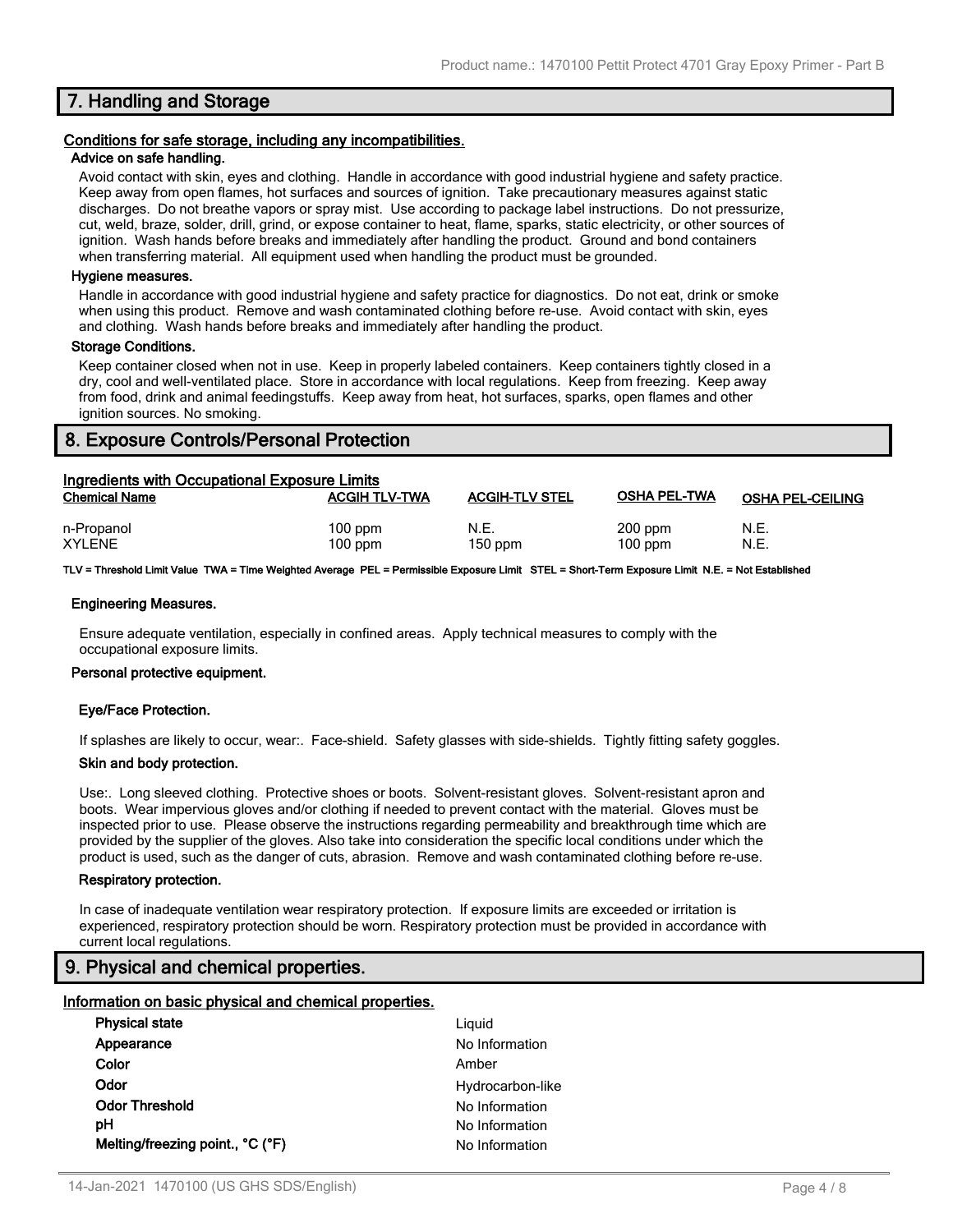## 7. Handling and Storage

### Conditions for safe storage, including any incompatibilities.

**Advice on safe handling.**

Avoid contact with skin, eyes and clothing. Handle in accordance with good industrial hygiene and safety practice. Keep away from open flames, hot surfaces and sources of ignition. Take precautionary measures against static discharges. Do not breathe vapors or spray mist. Use according to package label instructions. Do not pressurize, cut, weld, braze, solder, drill, grind, or expose container to heat, flame, sparks, static electricity, or other sources of ignition. Wash hands before breaks and immediately after handling the product. Ground and bond containers when transferring material. All equipment used when handling the product must be grounded.

**Hygiene measures.**

Handle in accordance with good industrial hygiene and safety practice for diagnostics. Do not eat, drink or smoke when using this product. Remove and wash contaminated clothing before re-use. Avoid contact with skin, eyes and clothing. Wash hands before breaks and immediately after handling the product.

**Storage Conditions.**

Keep container closed when not in use. Keep in properly labeled containers. Keep containers tightly closed in a dry, cool and well-ventilated place. Store in accordance with local regulations. Keep from freezing. Keep away from food, drink and animal feedingstuffs. Keep away from heat, hot surfaces, sparks, open flames and other ignition sources. No smoking.

## 8. Exposure Controls/Personal Protection

### Ingredients with Occupational Exposure Limits

| Chemical Name | ACGIH TLV-TWA | ACGIH-TLV STEL | OSHA PEL-TWA | OSHA PEL-CEILING |
|---|---|---|---|---|
| n-Propanol | 100 ppm | N.E. | 200 ppm | N.E. |
| XYLENE | 100 ppm | 150 ppm | 100 ppm | N.E. |

**TLV = Threshold Limit Value TWA = Time Weighted Average PEL = Permissible Exposure Limit STEL = Short-Term Exposure Limit N.E. = Not Established**

**Engineering Measures.**

Ensure adequate ventilation, especially in confined areas. Apply technical measures to comply with the occupational exposure limits.

**Personal protective equipment.**

**Eye/Face Protection.**

If splashes are likely to occur, wear:. Face-shield. Safety glasses with side-shields. Tightly fitting safety goggles.

**Skin and body protection.**

Use:. Long sleeved clothing. Protective shoes or boots. Solvent-resistant gloves. Solvent-resistant apron and boots. Wear impervious gloves and/or clothing if needed to prevent contact with the material. Gloves must be inspected prior to use. Please observe the instructions regarding permeability and breakthrough time which are provided by the supplier of the gloves. Also take into consideration the specific local conditions under which the product is used, such as the danger of cuts, abrasion. Remove and wash contaminated clothing before re-use.

**Respiratory protection.**

In case of inadequate ventilation wear respiratory protection. If exposure limits are exceeded or irritation is experienced, respiratory protection should be worn. Respiratory protection must be provided in accordance with current local regulations.

## 9. Physical and chemical properties.

### Information on basic physical and chemical properties.

| | |
|---|---|
| **Physical state** | Liquid |
| **Appearance** | No Information |
| **Color** | Amber |
| **Odor** | Hydrocarbon-like |
| **Odor Threshold** | No Information |
| **pH** | No Information |
| **Melting/freezing point., °C (°F)** | No Information |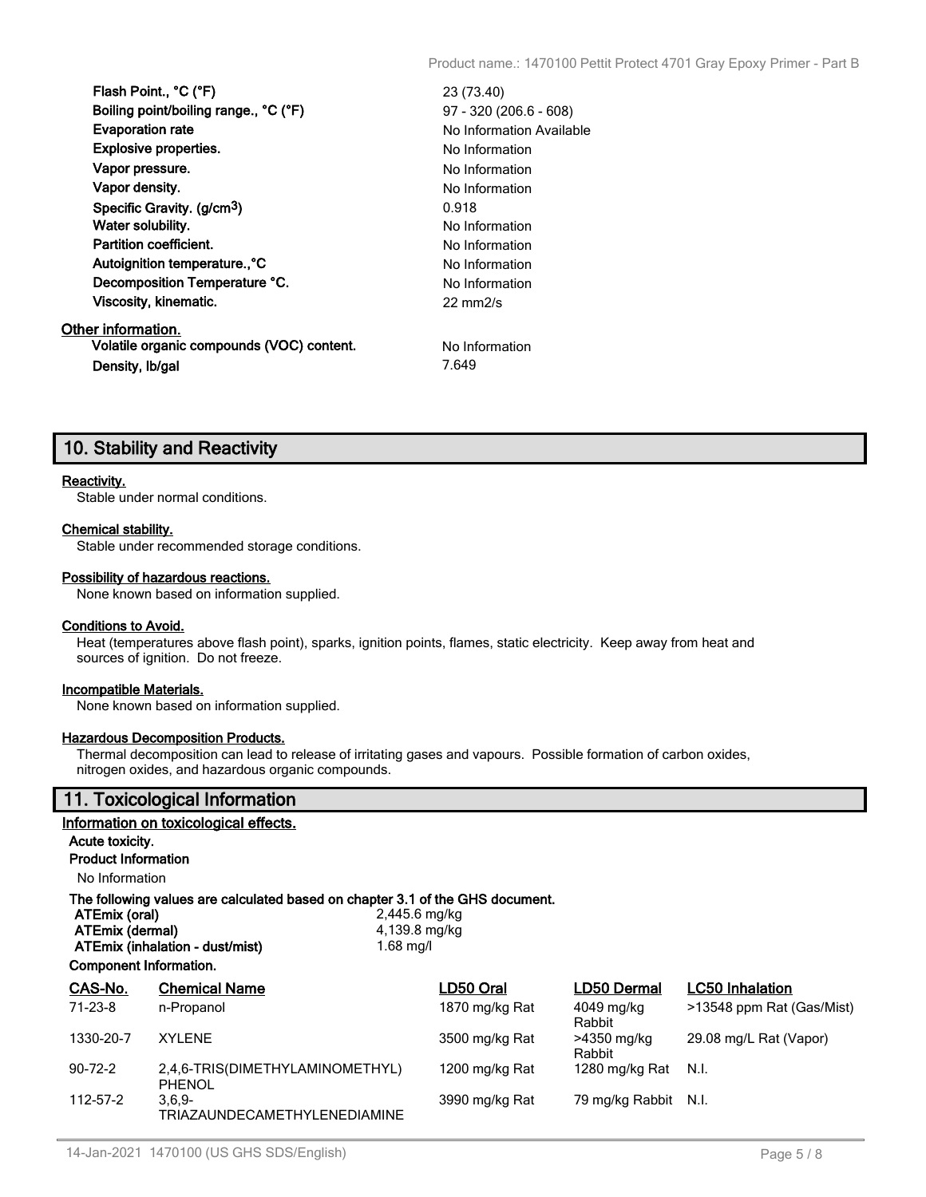| | |
|---|---|
| **Flash Point., °C (°F)** | 23 (73.40) |
| **Boiling point/boiling range., °C (°F)** | 97 - 320 (206.6 - 608) |
| **Evaporation rate** | No Information Available |
| **Explosive properties.** | No Information |
| **Vapor pressure.** | No Information |
| **Vapor density.** | No Information |
| **Specific Gravity. (g/cm$^3$)** | 0.918 |
| **Water solubility.** | No Information |
| **Partition coefficient.** | No Information |
| **Autoignition temperature.,°C** | No Information |
| **Decomposition Temperature °C.** | No Information |
| **Viscosity, kinematic.** | 22 mm2/s |

**Other information.**

| | |
|---|---|
| **Volatile organic compounds (VOC) content.** | No Information |
| **Density, lb/gal** | 7.649 |

## 10. Stability and Reactivity

**Reactivity.**
Stable under normal conditions.

**Chemical stability.**
Stable under recommended storage conditions.

**Possibility of hazardous reactions.**
None known based on information supplied.

**Conditions to Avoid.**
Heat (temperatures above flash point), sparks, ignition points, flames, static electricity. Keep away from heat and sources of ignition. Do not freeze.

**Incompatible Materials.**
None known based on information supplied.

**Hazardous Decomposition Products.**
Thermal decomposition can lead to release of irritating gases and vapours. Possible formation of carbon oxides, nitrogen oxides, and hazardous organic compounds.

## 11. Toxicological Information

**Information on toxicological effects.**

**Acute toxicity.**

**Product Information**

No Information

**The following values are calculated based on chapter 3.1 of the GHS document.**

| | |
|---|---|
| **ATEmix (oral)** | 2,445.6 mg/kg |
| **ATEmix (dermal)** | 4,139.8 mg/kg |
| **ATEmix (inhalation - dust/mist)** | 1.68 mg/l |

**Component Information.**

| CAS-No. | Chemical Name | LD50 Oral | LD50 Dermal | LC50 Inhalation |
|---|---|---|---|---|
| 71-23-8 | n-Propanol | 1870 mg/kg Rat | 4049 mg/kg Rabbit | >13548 ppm Rat (Gas/Mist) |
| 1330-20-7 | XYLENE | 3500 mg/kg Rat | >4350 mg/kg Rabbit | 29.08 mg/L Rat (Vapor) |
| 90-72-2 | 2,4,6-TRIS(DIMETHYLAMINOMETHYL) PHENOL | 1200 mg/kg Rat | 1280 mg/kg Rat | N.I. |
| 112-57-2 | 3,6,9-TRIAZAUNDECAMETHYLENEDIAMINE | 3990 mg/kg Rat | 79 mg/kg Rabbit | N.I. |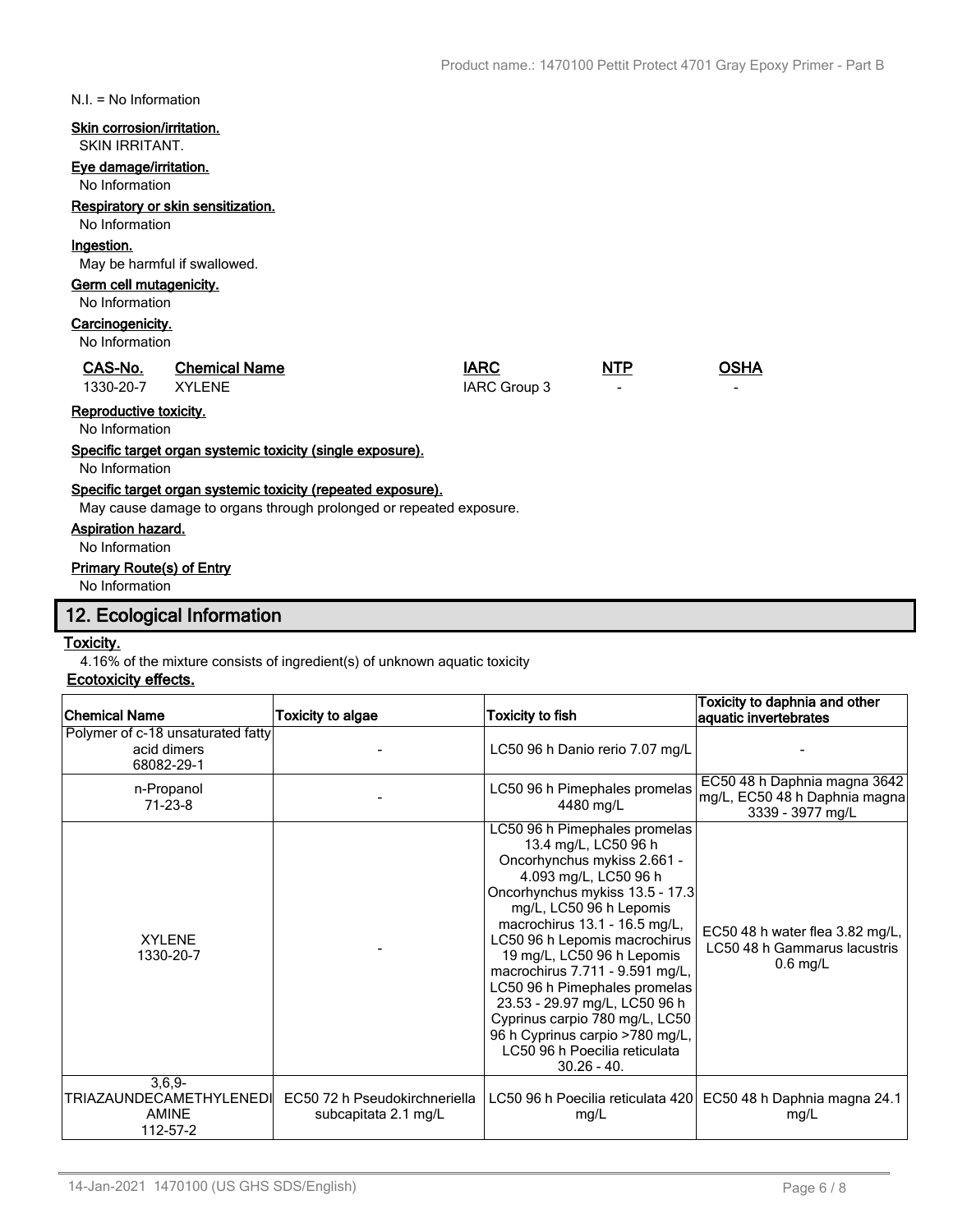N.I. = No Information

**Skin corrosion/irritation.**

SKIN IRRITANT.

**Eye damage/irritation.**

No Information

**Respiratory or skin sensitization.**

No Information

**Ingestion.**

May be harmful if swallowed.

**Germ cell mutagenicity.**

No Information

**Carcinogenicity.**

No Information

| CAS-No. | Chemical Name | IARC | NTP | OSHA |
|---|---|---|---|---|
| 1330-20-7 | XYLENE | IARC Group 3 | - | - |

**Reproductive toxicity.**

No Information

**Specific target organ systemic toxicity (single exposure).**

No Information

**Specific target organ systemic toxicity (repeated exposure).**

May cause damage to organs through prolonged or repeated exposure.

**Aspiration hazard.**

No Information

**Primary Route(s) of Entry**

No Information

## 12. Ecological Information

**Toxicity.**

4.16% of the mixture consists of ingredient(s) of unknown aquatic toxicity

**Ecotoxicity effects.**

| Chemical Name | Toxicity to algae | Toxicity to fish | Toxicity to daphnia and other aquatic invertebrates |
|---|---|---|---|
| Polymer of c-18 unsaturated fatty acid dimers 68082-29-1 | - | LC50 96 h Danio rerio 7.07 mg/L | - |
| n-Propanol 71-23-8 | - | LC50 96 h Pimephales promelas 4480 mg/L | EC50 48 h Daphnia magna 3642 mg/L, EC50 48 h Daphnia magna 3339 - 3977 mg/L |
| XYLENE 1330-20-7 | - | LC50 96 h Pimephales promelas 13.4 mg/L, LC50 96 h Oncorhynchus mykiss 2.661 - 4.093 mg/L, LC50 96 h Oncorhynchus mykiss 13.5 - 17.3 mg/L, LC50 96 h Lepomis macrochirus 13.1 - 16.5 mg/L, LC50 96 h Lepomis macrochirus 19 mg/L, LC50 96 h Lepomis macrochirus 7.711 - 9.591 mg/L, LC50 96 h Pimephales promelas 23.53 - 29.97 mg/L, LC50 96 h Cyprinus carpio 780 mg/L, LC50 96 h Cyprinus carpio >780 mg/L, LC50 96 h Poecilia reticulata 30.26 - 40. | EC50 48 h water flea 3.82 mg/L, LC50 48 h Gammarus lacustris 0.6 mg/L |
| 3,6,9-TRIAZAUNDECAMETHYLENEDIAMINE 112-57-2 | EC50 72 h Pseudokirchneriella subcapitata 2.1 mg/L | LC50 96 h Poecilia reticulata 420 mg/L | EC50 48 h Daphnia magna 24.1 mg/L |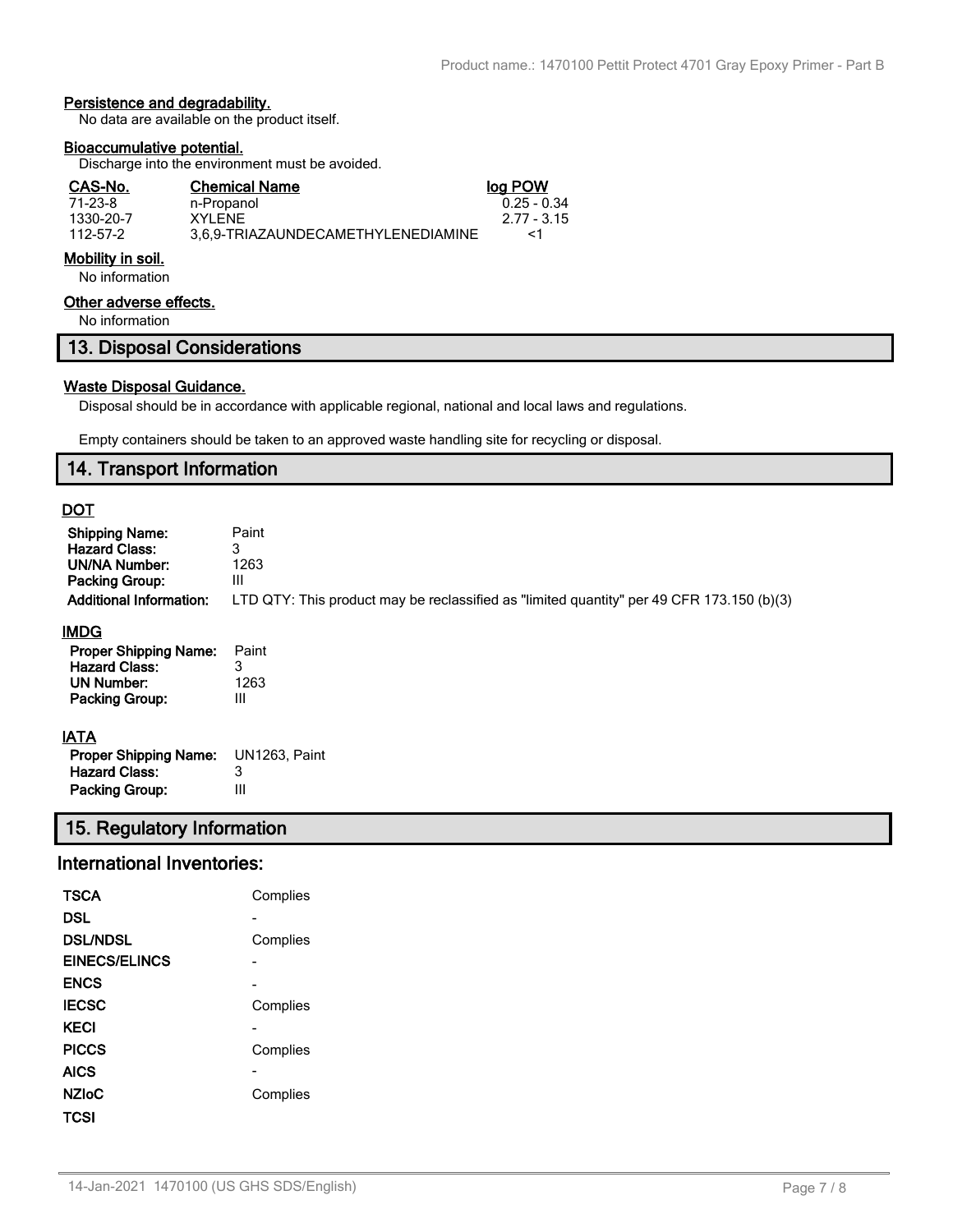#### Persistence and degradability.

No data are available on the product itself.

#### Bioaccumulative potential.

Discharge into the environment must be avoided.

| CAS-No. | Chemical Name | log POW |
|---|---|---|
| 71-23-8 | n-Propanol | 0.25 - 0.34 |
| 1330-20-7 | XYLENE | 2.77 - 3.15 |
| 112-57-2 | 3,6,9-TRIAZAUNDECAMETHYLENEDIAMINE | <1 |

#### Mobility in soil.

No information

#### Other adverse effects.

No information

## 13. Disposal Considerations

#### Waste Disposal Guidance.

Disposal should be in accordance with applicable regional, national and local laws and regulations.

Empty containers should be taken to an approved waste handling site for recycling or disposal.

## 14. Transport Information

### DOT

| | |
|---|---|
| **Shipping Name:** | Paint |
| **Hazard Class:** | 3 |
| **UN/NA Number:** | 1263 |
| **Packing Group:** | III |
| **Additional Information:** | LTD QTY: This product may be reclassified as "limited quantity" per 49 CFR 173.150 (b)(3) |

### IMDG

| | |
|---|---|
| **Proper Shipping Name:** | Paint |
| **Hazard Class:** | 3 |
| **UN Number:** | 1263 |
| **Packing Group:** | III |

### IATA

| | |
|---|---|
| **Proper Shipping Name:** | UN1263, Paint |
| **Hazard Class:** | 3 |
| **Packing Group:** | III |

## 15. Regulatory Information

### International Inventories:

| | |
|---|---|
| **TSCA** | Complies |
| **DSL** | - |
| **DSL/NDSL** | Complies |
| **EINECS/ELINCS** | - |
| **ENCS** | - |
| **IECSC** | Complies |
| **KECI** | - |
| **PICCS** | Complies |
| **AICS** | - |
| **NZIoC** | Complies |
| **TCSI** | |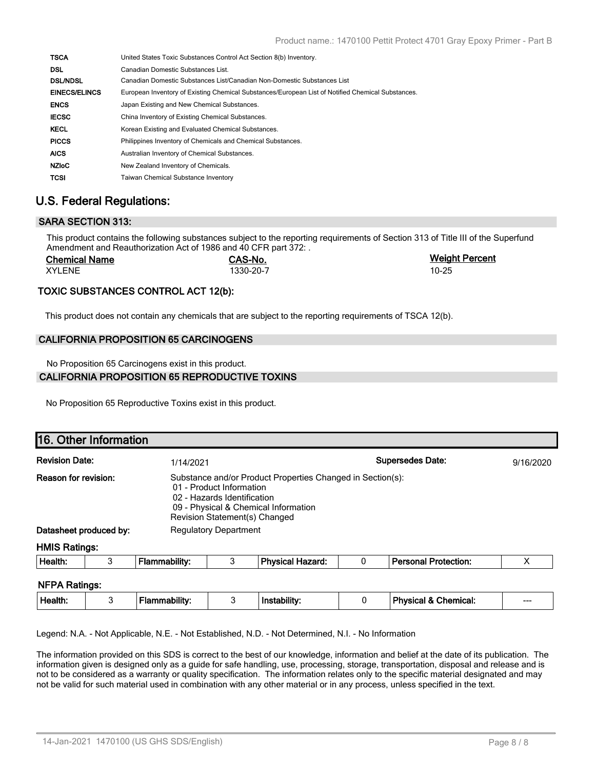| | |
|---|---|
| **TSCA** | United States Toxic Substances Control Act Section 8(b) Inventory. |
| **DSL** | Canadian Domestic Substances List. |
| **DSL/NDSL** | Canadian Domestic Substances List/Canadian Non-Domestic Substances List |
| **EINECS/ELINCS** | European Inventory of Existing Chemical Substances/European List of Notified Chemical Substances. |
| **ENCS** | Japan Existing and New Chemical Substances. |
| **IECSC** | China Inventory of Existing Chemical Substances. |
| **KECL** | Korean Existing and Evaluated Chemical Substances. |
| **PICCS** | Philippines Inventory of Chemicals and Chemical Substances. |
| **AICS** | Australian Inventory of Chemical Substances. |
| **NZIoC** | New Zealand Inventory of Chemicals. |
| **TCSI** | Taiwan Chemical Substance Inventory |

## U.S. Federal Regulations:

### SARA SECTION 313:

This product contains the following substances subject to the reporting requirements of Section 313 of Title III of the Superfund Amendment and Reauthorization Act of 1986 and 40 CFR part 372: .

| Chemical Name | CAS-No. | Weight Percent |
|---|---|---|
| XYLENE | 1330-20-7 | 10-25 |

### TOXIC SUBSTANCES CONTROL ACT 12(b):

This product does not contain any chemicals that are subject to the reporting requirements of TSCA 12(b).

### CALIFORNIA PROPOSITION 65 CARCINOGENS

No Proposition 65 Carcinogens exist in this product.

### CALIFORNIA PROPOSITION 65 REPRODUCTIVE TOXINS

No Proposition 65 Reproductive Toxins exist in this product.

## 16. Other Information

**Revision Date:** 1/14/2021

**Supersedes Date:** 9/16/2020

**Reason for revision:** Substance and/or Product Properties Changed in Section(s):
- 01 - Product Information
- 02 - Hazards Identification
- 09 - Physical & Chemical Information

Revision Statement(s) Changed

**Datasheet produced by:** Regulatory Department

**HMIS Ratings:**

| Health: | 3 | Flammability: | 3 | Physical Hazard: | 0 | Personal Protection: | X |
|---|---|---|---|---|---|---|---|

**NFPA Ratings:**

| Health: | 3 | Flammability: | 3 | Instability: | 0 | Physical & Chemical: | --- |
|---|---|---|---|---|---|---|---|

Legend: N.A. - Not Applicable, N.E. - Not Established, N.D. - Not Determined, N.I. - No Information

The information provided on this SDS is correct to the best of our knowledge, information and belief at the date of its publication. The information given is designed only as a guide for safe handling, use, processing, storage, transportation, disposal and release and is not to be considered as a warranty or quality specification. The information relates only to the specific material designated and may not be valid for such material used in combination with any other material or in any process, unless specified in the text.